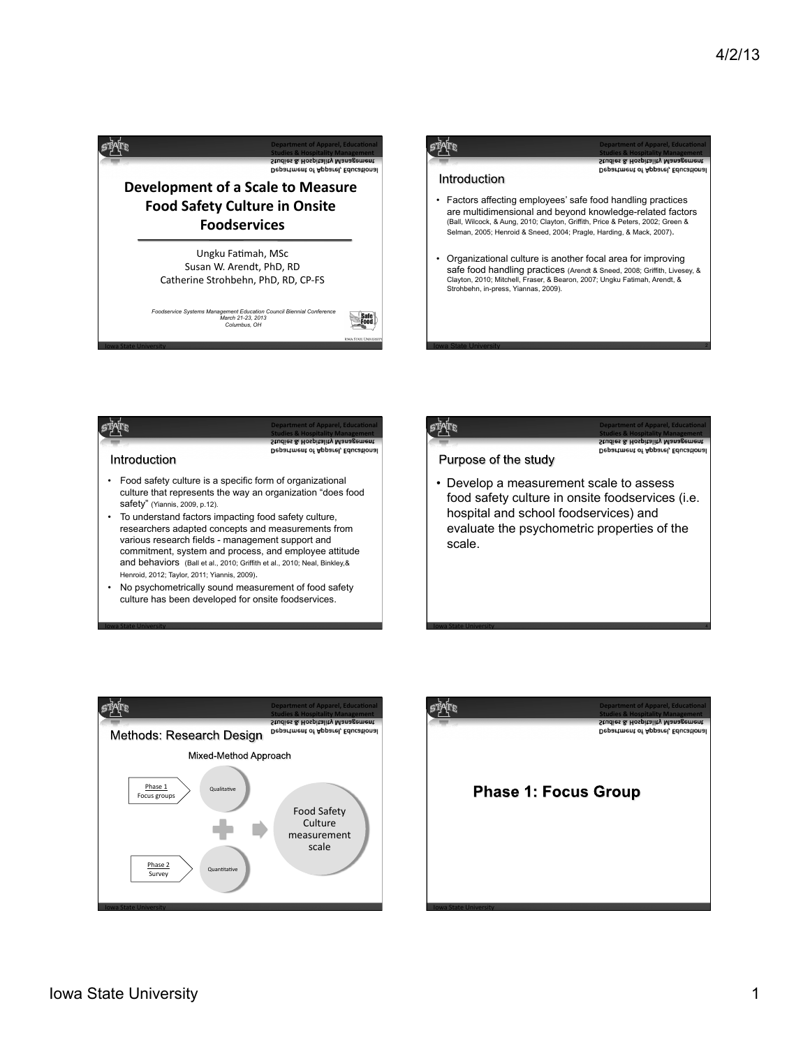# Development of a Scale to Measure Food Safety Culture in Onsite Foodservices

Ungku Fatimah, MSc
Susan W. Arendt, PhD, RD
Catherine Strohbehn, PhD, RD, CP-FS

*Foodservice Systems Management Education Council Biennial Conference*
*March 21-23, 2013*
*Columbus, OH*

## Introduction

- Factors affecting employees' safe food handling practices are multidimensional and beyond knowledge-related factors (Ball, Wilcock, & Aung, 2010; Clayton, Griffith, Price & Peters, 2002; Green & Selman, 2005; Henroid & Sneed, 2004; Pragle, Harding, & Mack, 2007).
- Organizational culture is another focal area for improving safe food handling practices (Arendt & Sneed, 2008; Griffith, Livesey, & Clayton, 2010; Mitchell, Fraser, & Bearon, 2007; Ungku Fatimah, Arendt, & Strohbehn, in-press, Yiannas, 2009).

## Introduction

- Food safety culture is a specific form of organizational culture that represents the way an organization "does food safety" (Yiannis, 2009, p.12).
- To understand factors impacting food safety culture, researchers adapted concepts and measurements from various research fields - management support and commitment, system and process, and employee attitude and behaviors (Ball et al., 2010; Griffith et al., 2010; Neal, Binkley,& Henroid, 2012; Taylor, 2011; Yiannis, 2009).
- No psychometrically sound measurement of food safety culture has been developed for onsite foodservices.

## Purpose of the study

- Develop a measurement scale to assess food safety culture in onsite foodservices (i.e. hospital and school foodservices) and evaluate the psychometric properties of the scale.

## Methods: Research Design

Mixed-Method Approach

Phase 1 Focus groups → Qualitative
+
Phase 2 Survey → Quantitative
→ Food Safety Culture measurement scale

## Phase 1: Focus Group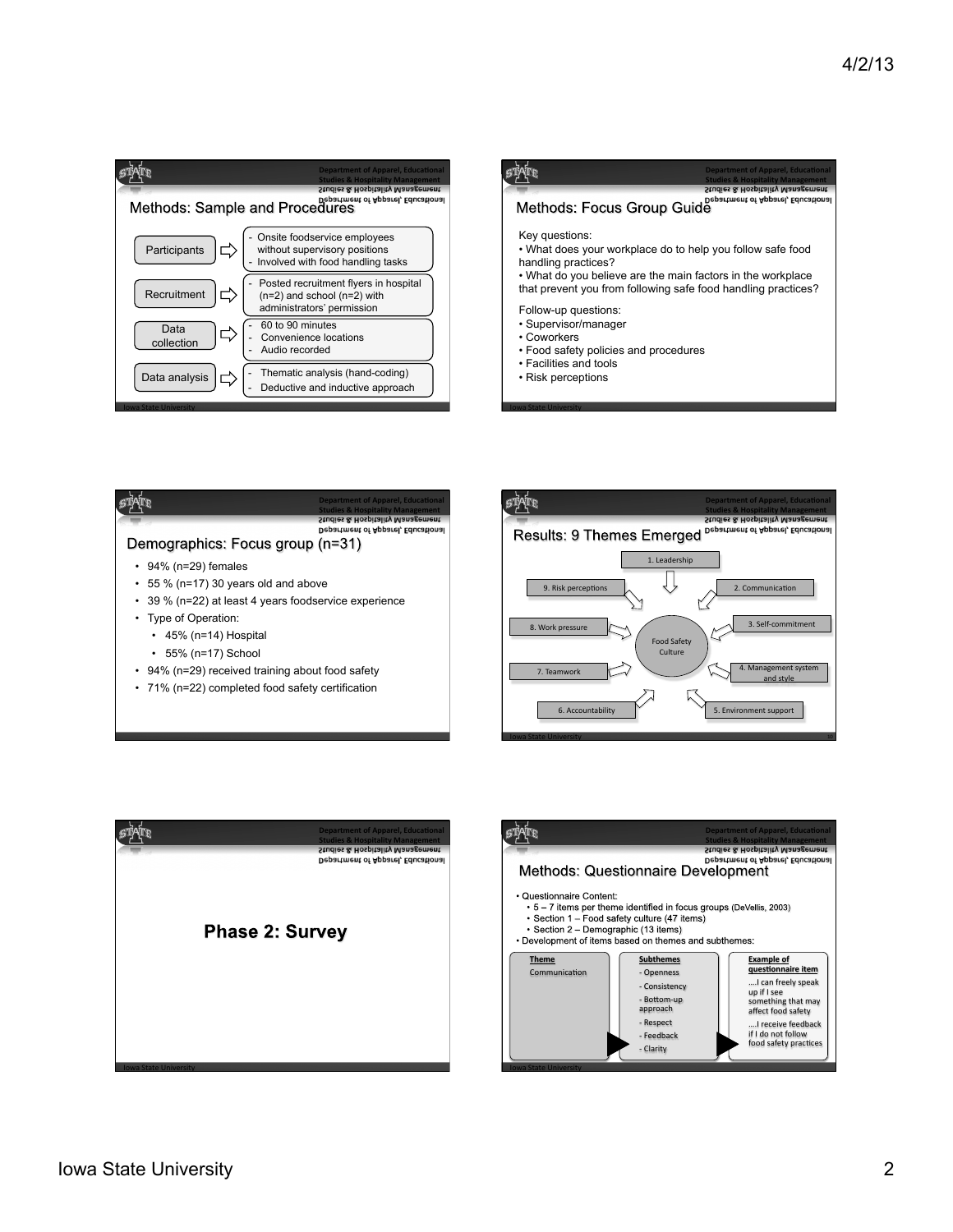## Methods: Sample and Procedures

| | |
|---|---|
| Participants | - Onsite foodservice employees without supervisory positions<br>- Involved with food handling tasks |
| Recruitment | - Posted recruitment flyers in hospital (n=2) and school (n=2) with administrators' permission |
| Data collection | - 60 to 90 minutes<br>- Convenience locations<br>- Audio recorded |
| Data analysis | - Thematic analysis (hand-coding)<br>- Deductive and inductive approach |

## Methods: Focus Group Guide

Key questions:

- What does your workplace do to help you follow safe food handling practices?
- What do you believe are the main factors in the workplace that prevent you from following safe food handling practices?

Follow-up questions:

- Supervisor/manager
- Coworkers
- Food safety policies and procedures
- Facilities and tools
- Risk perceptions

## Demographics: Focus group (n=31)

- 94% (n=29) females
- 55 % (n=17) 30 years old and above
- 39 % (n=22) at least 4 years foodservice experience
- Type of Operation:
  - 45% (n=14) Hospital
  - 55% (n=17) School
- 94% (n=29) received training about food safety
- 71% (n=22) completed food safety certification

## Results: 9 Themes Emerged

Food Safety Culture

1. Leadership
2. Communication
3. Self-commitment
4. Management system and style
5. Environment support
6. Accountability
7. Teamwork
8. Work pressure
9. Risk perceptions

# Phase 2: Survey

## Methods: Questionnaire Development

- Questionnaire Content:
  - 5 – 7 items per theme identified in focus groups (DeVellis, 2003)
  - Section 1 – Food safety culture (47 items)
  - Section 2 – Demographic (13 items)
- Development of items based on themes and subthemes:

| **Theme** | **Subthemes** | **Example of questionnaire item** |
|---|---|---|
| Communication | - Openness<br>- Consistency<br>- Bottom-up approach<br>- Respect<br>- Feedback<br>- Clarity | ….I can freely speak up if I see something that may affect food safety<br>….I receive feedback if I do not follow food safety practices |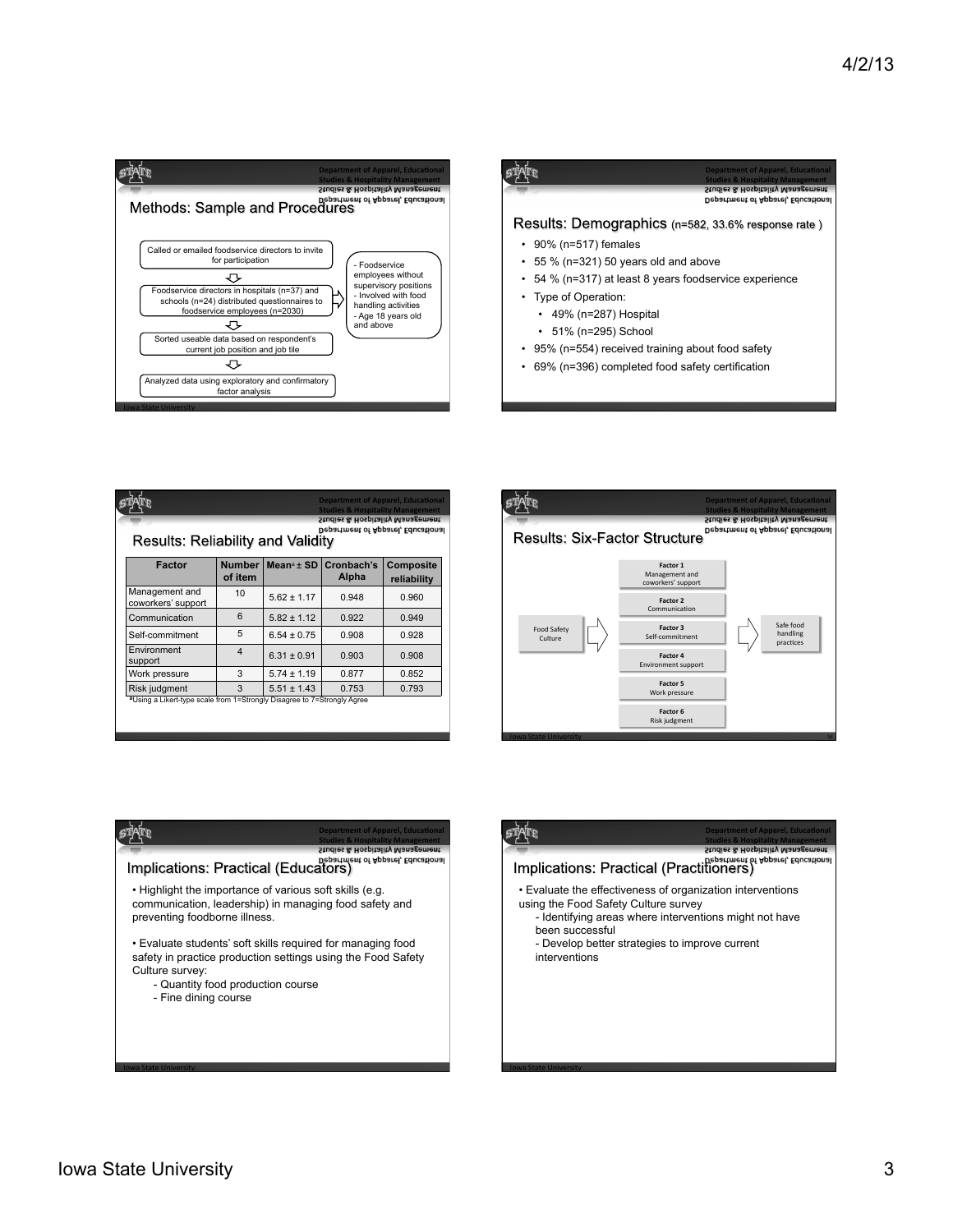## Methods: Sample and Procedures

- Called or emailed foodservice directors to invite for participation
- Foodservice directors in hospitals (n=37) and schools (n=24) distributed questionnaires to foodservice employees (n=2030)
  - Foodservice employees without supervisory positions
  - Involved with food handling activities
  - Age 18 years old and above
- Sorted useable data based on respondent's current job position and job tile
- Analyzed data using exploratory and confirmatory factor analysis

## Results: Demographics (n=582, 33.6% response rate )

- 90% (n=517) females
- 55 % (n=321) 50 years old and above
- 54 % (n=317) at least 8 years foodservice experience
- Type of Operation:
  - 49% (n=287) Hospital
  - 51% (n=295) School
- 95% (n=554) received training about food safety
- 69% (n=396) completed food safety certification

## Results: Reliability and Validity

| Factor | Number of item | Mean[a] ± SD | Cronbach's Alpha | Composite reliability |
|---|---|---|---|---|
| Management and coworkers' support | 10 | 5.62 ± 1.17 | 0.948 | 0.960 |
| Communication | 6 | 5.82 ± 1.12 | 0.922 | 0.949 |
| Self-commitment | 5 | 6.54 ± 0.75 | 0.908 | 0.928 |
| Environment support | 4 | 6.31 ± 0.91 | 0.903 | 0.908 |
| Work pressure | 3 | 5.74 ± 1.19 | 0.877 | 0.852 |
| Risk judgment | 3 | 5.51 ± 1.43 | 0.753 | 0.793 |

[a]Using a Likert-type scale from 1=Strongly Disagree to 7=Strongly Agree

## Results: Six-Factor Structure

Food Safety Culture → Factor 1: Management and coworkers' support; Factor 2: Communication; Factor 3: Self-commitment; Factor 4: Environment support; Factor 5: Work pressure; Factor 6: Risk judgment → Safe food handling practices

## Implications: Practical (Educators)

- Highlight the importance of various soft skills (e.g. communication, leadership) in managing food safety and preventing foodborne illness.
- Evaluate students' soft skills required for managing food safety in practice production settings using the Food Safety Culture survey:
  - Quantity food production course
  - Fine dining course

## Implications: Practical (Practitioners)

- Evaluate the effectiveness of organization interventions using the Food Safety Culture survey
  - Identifying areas where interventions might not have been successful
  - Develop better strategies to improve current interventions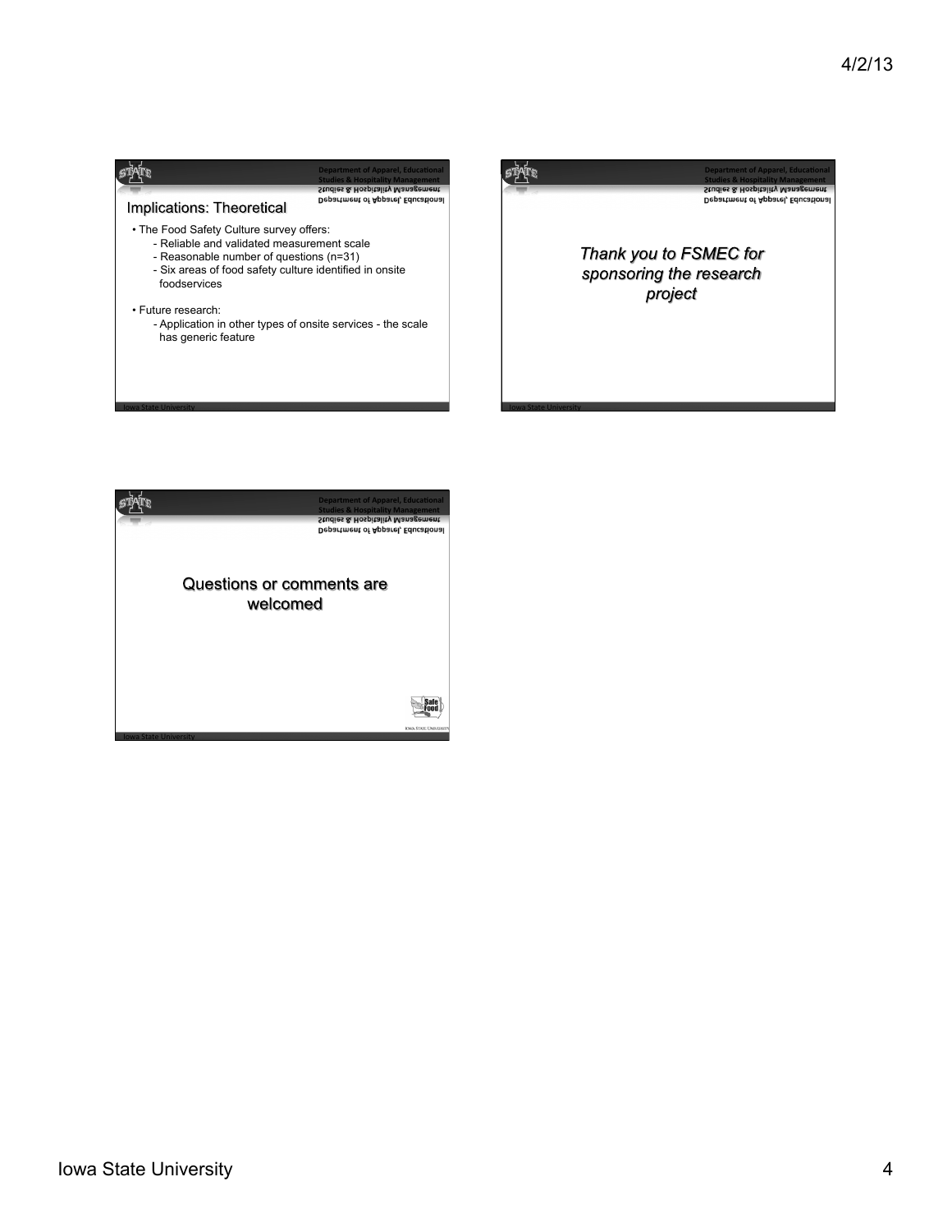## Implications: Theoretical

- The Food Safety Culture survey offers:
  - Reliable and validated measurement scale
  - Reasonable number of questions (n=31)
  - Six areas of food safety culture identified in onsite foodservices
- Future research:
  - Application in other types of onsite services - the scale has generic feature

*Thank you to FSMEC for sponsoring the research project*

Questions or comments are welcomed